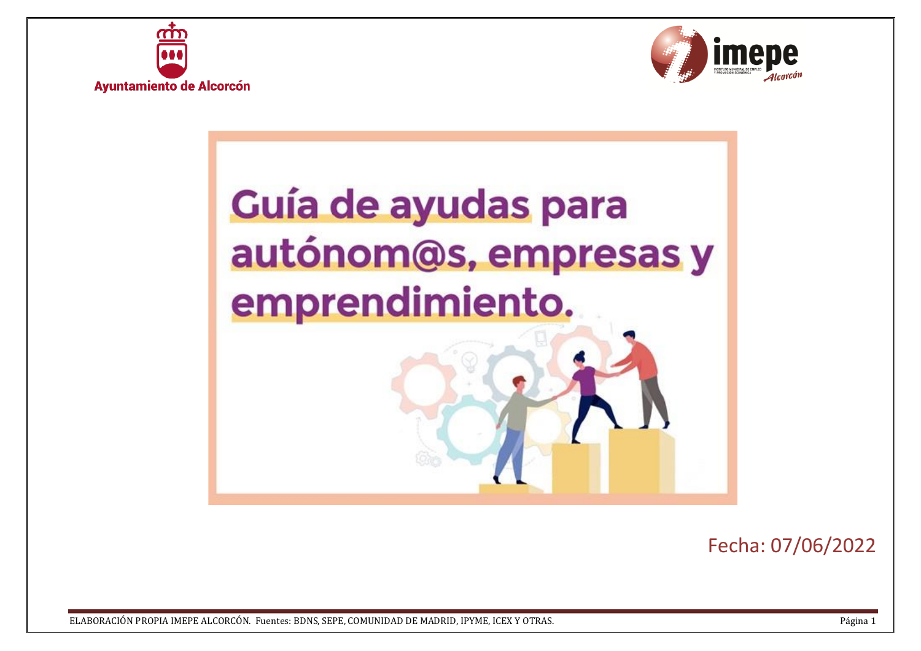Ayuntamiento de Alcorcón

imepe Alcorcón

# Guía de ayudas para autónom@s, empresas y emprendimiento.

Fecha: 07/06/2022

ELABORACIÓN PROPIA IMEPE ALCORCÓN. Fuentes: BDNS, SEPE, COMUNIDAD DE MADRID, IPYME, ICEX Y OTRAS.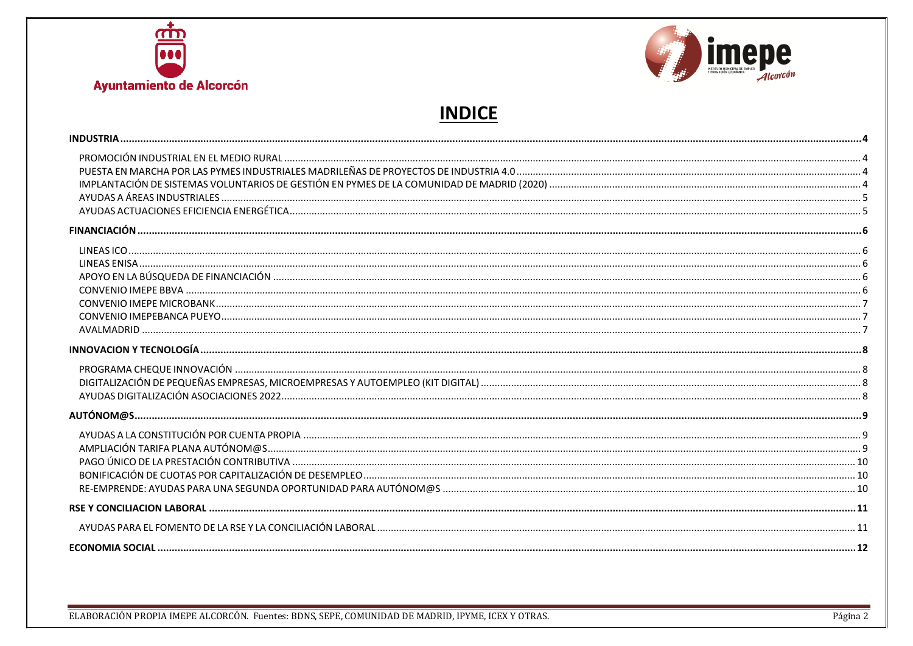# INDICE

- **INDUSTRIA** ..... 4
  - PROMOCIÓN INDUSTRIAL EN EL MEDIO RURAL ..... 4
  - PUESTA EN MARCHA POR LAS PYMES INDUSTRIALES MADRILEÑAS DE PROYECTOS DE INDUSTRIA 4.0 ..... 4
  - IMPLANTACIÓN DE SISTEMAS VOLUNTARIOS DE GESTIÓN EN PYMES DE LA COMUNIDAD DE MADRID (2020) ..... 4
  - AYUDAS A ÁREAS INDUSTRIALES ..... 5
  - AYUDAS ACTUACIONES EFICIENCIA ENERGÉTICA ..... 5
- **FINANCIACIÓN** ..... 6
  - LINEAS ICO ..... 6
  - LINEAS ENISA ..... 6
  - APOYO EN LA BÚSQUEDA DE FINANCIACIÓN ..... 6
  - CONVENIO IMEPE BBVA ..... 6
  - CONVENIO IMEPE MICROBANK ..... 7
  - CONVENIO IMEPEBANCA PUEYO ..... 7
  - AVALMADRID ..... 7
- **INNOVACION Y TECNOLOGÍA** ..... 8
  - PROGRAMA CHEQUE INNOVACIÓN ..... 8
  - DIGITALIZACIÓN DE PEQUEÑAS EMPRESAS, MICROEMPRESAS Y AUTOEMPLEO (KIT DIGITAL) ..... 8
  - AYUDAS DIGITALIZACIÓN ASOCIACIONES 2022 ..... 8
- **AUTÓNOM@S** ..... 9
  - AYUDAS A LA CONSTITUCIÓN POR CUENTA PROPIA ..... 9
  - AMPLIACIÓN TARIFA PLANA AUTÓNOM@S ..... 9
  - PAGO ÚNICO DE LA PRESTACIÓN CONTRIBUTIVA ..... 10
  - BONIFICACIÓN DE CUOTAS POR CAPITALIZACIÓN DE DESEMPLEO ..... 10
  - RE-EMPRENDE: AYUDAS PARA UNA SEGUNDA OPORTUNIDAD PARA AUTÓNOM@S ..... 10
- **RSE Y CONCILIACION LABORAL** ..... 11
  - AYUDAS PARA EL FOMENTO DE LA RSE Y LA CONCILIACIÓN LABORAL ..... 11
- **ECONOMIA SOCIAL** ..... 12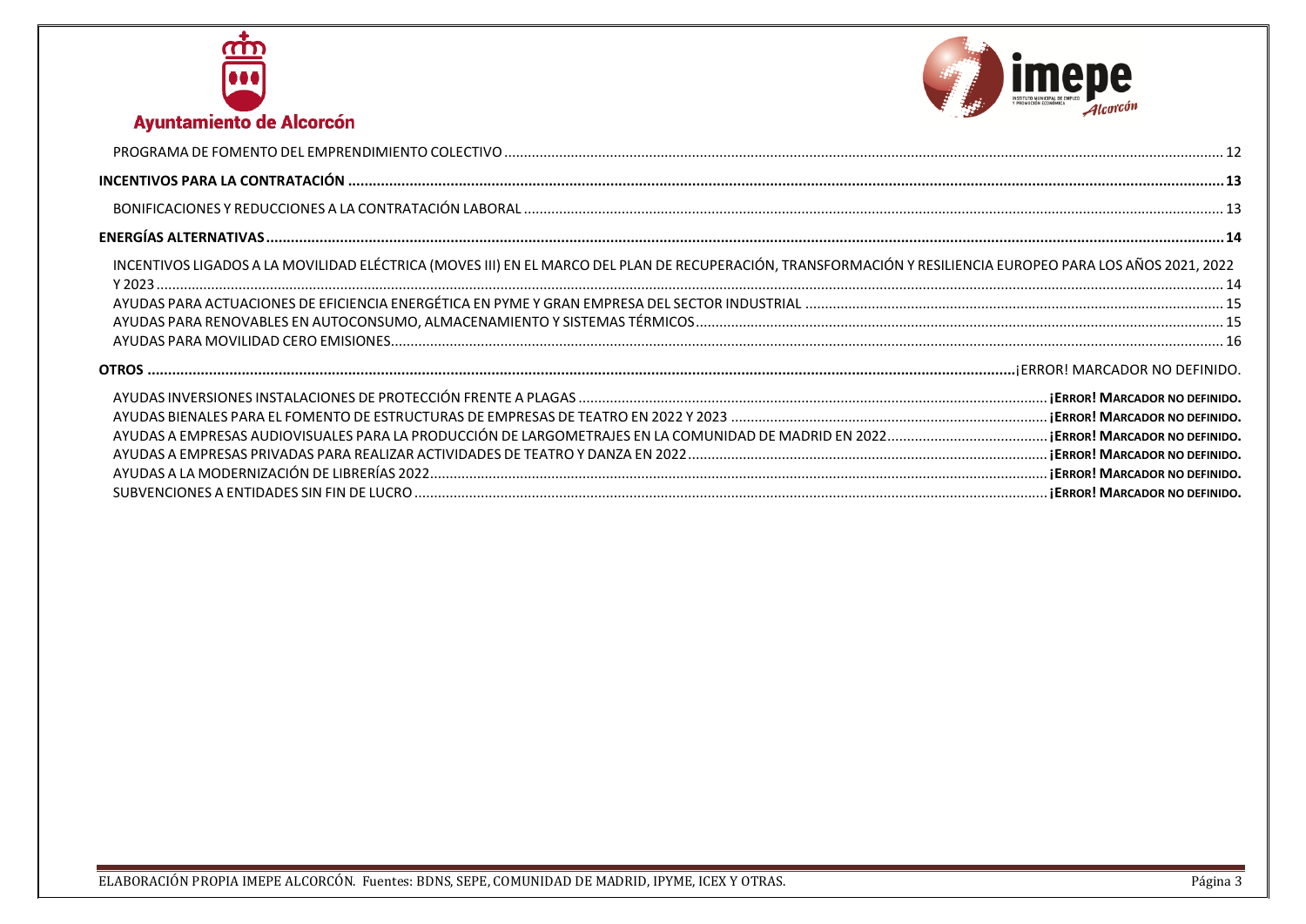PROGRAMA DE FOMENTO DEL EMPRENDIMIENTO COLECTIVO ........ 12

**INCENTIVOS PARA LA CONTRATACIÓN ........ 13**

BONIFICACIONES Y REDUCCIONES A LA CONTRATACIÓN LABORAL ........ 13

**ENERGÍAS ALTERNATIVAS ........ 14**

INCENTIVOS LIGADOS A LA MOVILIDAD ELÉCTRICA (MOVES III) EN EL MARCO DEL PLAN DE RECUPERACIÓN, TRANSFORMACIÓN Y RESILIENCIA EUROPEO PARA LOS AÑOS 2021, 2022 Y 2023 ........ 14

AYUDAS PARA ACTUACIONES DE EFICIENCIA ENERGÉTICA EN PYME Y GRAN EMPRESA DEL SECTOR INDUSTRIAL ........ 15

AYUDAS PARA RENOVABLES EN AUTOCONSUMO, ALMACENAMIENTO Y SISTEMAS TÉRMICOS ........ 15

AYUDAS PARA MOVILIDAD CERO EMISIONES ........ 16

**OTROS ........** ¡ERROR! MARCADOR NO DEFINIDO.

AYUDAS INVERSIONES INSTALACIONES DE PROTECCIÓN FRENTE A PLAGAS ........ **¡Error! Marcador no definido.**

AYUDAS BIENALES PARA EL FOMENTO DE ESTRUCTURAS DE EMPRESAS DE TEATRO EN 2022 Y 2023 ........ **¡Error! Marcador no definido.**

AYUDAS A EMPRESAS AUDIOVISUALES PARA LA PRODUCCIÓN DE LARGOMETRAJES EN LA COMUNIDAD DE MADRID EN 2022 ........ **¡Error! Marcador no definido.**

AYUDAS A EMPRESAS PRIVADAS PARA REALIZAR ACTIVIDADES DE TEATRO Y DANZA EN 2022 ........ **¡Error! Marcador no definido.**

AYUDAS A LA MODERNIZACIÓN DE LIBRERÍAS 2022 ........ **¡Error! Marcador no definido.**

SUBVENCIONES A ENTIDADES SIN FIN DE LUCRO ........ **¡Error! Marcador no definido.**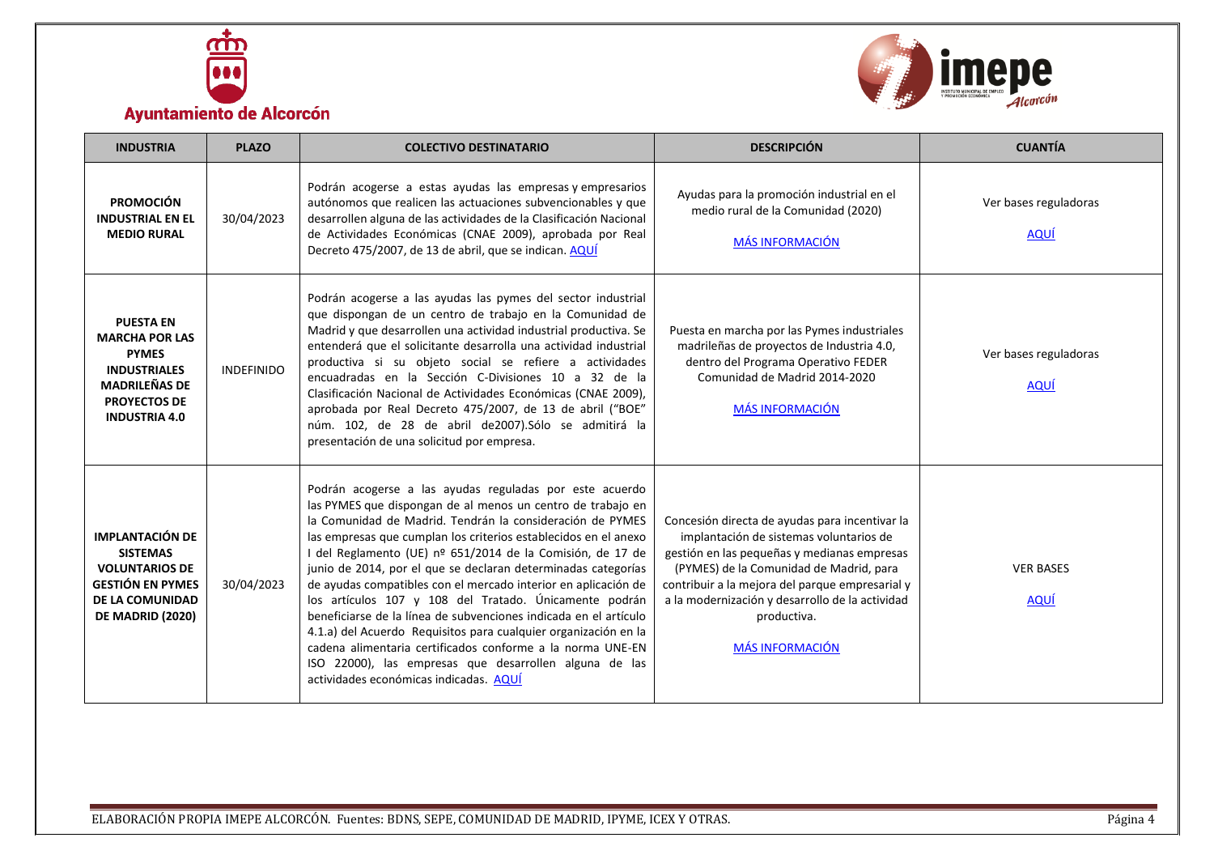| INDUSTRIA | PLAZO | COLECTIVO DESTINATARIO | DESCRIPCIÓN | CUANTÍA |
|---|---|---|---|---|
| **PROMOCIÓN INDUSTRIAL EN EL MEDIO RURAL** | 30/04/2023 | Podrán acogerse a estas ayudas las empresas y empresarios autónomos que realicen las actuaciones subvencionables y que desarrollen alguna de las actividades de la Clasificación Nacional de Actividades Económicas (CNAE 2009), aprobada por Real Decreto 475/2007, de 13 de abril, que se indican. AQUÍ | Ayudas para la promoción industrial en el medio rural de la Comunidad (2020) MÁS INFORMACIÓN | Ver bases reguladoras AQUÍ |
| **PUESTA EN MARCHA POR LAS PYMES INDUSTRIALES MADRILEÑAS DE PROYECTOS DE INDUSTRIA 4.0** | INDEFINIDO | Podrán acogerse a las ayudas las pymes del sector industrial que dispongan de un centro de trabajo en la Comunidad de Madrid y que desarrollen una actividad industrial productiva. Se entenderá que el solicitante desarrolla una actividad industrial productiva si su objeto social se refiere a actividades encuadradas en la Sección C-Divisiones 10 a 32 de la Clasificación Nacional de Actividades Económicas (CNAE 2009), aprobada por Real Decreto 475/2007, de 13 de abril ("BOE" núm. 102, de 28 de abril de2007).Sólo se admitirá la presentación de una solicitud por empresa. | Puesta en marcha por las Pymes industriales madrileñas de proyectos de Industria 4.0, dentro del Programa Operativo FEDER Comunidad de Madrid 2014-2020 MÁS INFORMACIÓN | Ver bases reguladoras AQUÍ |
| **IMPLANTACIÓN DE SISTEMAS VOLUNTARIOS DE GESTIÓN EN PYMES DE LA COMUNIDAD DE MADRID (2020)** | 30/04/2023 | Podrán acogerse a las ayudas reguladas por este acuerdo las PYMES que dispongan de al menos un centro de trabajo en la Comunidad de Madrid. Tendrán la consideración de PYMES las empresas que cumplan los criterios establecidos en el anexo I del Reglamento (UE) nº 651/2014 de la Comisión, de 17 de junio de 2014, por el que se declaran determinadas categorías de ayudas compatibles con el mercado interior en aplicación de los artículos 107 y 108 del Tratado. Únicamente podrán beneficiarse de la línea de subvenciones indicada en el artículo 4.1.a) del Acuerdo Requisitos para cualquier organización en la cadena alimentaria certificados conforme a la norma UNE-EN ISO 22000), las empresas que desarrollen alguna de las actividades económicas indicadas. AQUÍ | Concesión directa de ayudas para incentivar la implantación de sistemas voluntarios de gestión en las pequeñas y medianas empresas (PYMES) de la Comunidad de Madrid, para contribuir a la mejora del parque empresarial y a la modernización y desarrollo de la actividad productiva. MÁS INFORMACIÓN | VER BASES AQUÍ |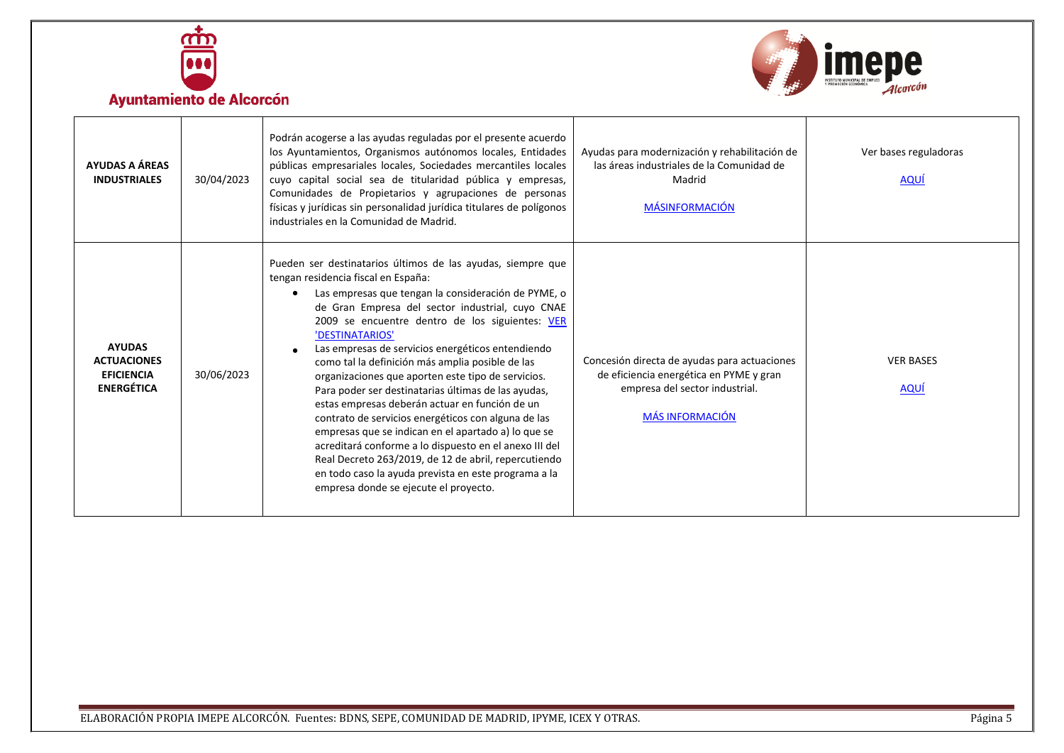| | | | | |
|---|---|---|---|---|
| **AYUDAS A ÁREAS INDUSTRIALES** | 30/04/2023 | Podrán acogerse a las ayudas reguladas por el presente acuerdo los Ayuntamientos, Organismos autónomos locales, Entidades públicas empresariales locales, Sociedades mercantiles locales cuyo capital social sea de titularidad pública y empresas, Comunidades de Propietarios y agrupaciones de personas físicas y jurídicas sin personalidad jurídica titulares de polígonos industriales en la Comunidad de Madrid. | Ayudas para modernización y rehabilitación de las áreas industriales de la Comunidad de Madrid<br><br>MÁSINFORMACIÓN | Ver bases reguladoras<br><br>AQUÍ |
| **AYUDAS ACTUACIONES EFICIENCIA ENERGÉTICA** | 30/06/2023 | Pueden ser destinatarios últimos de las ayudas, siempre que tengan residencia fiscal en España:<br>• Las empresas que tengan la consideración de PYME, o de Gran Empresa del sector industrial, cuyo CNAE 2009 se encuentre dentro de los siguientes: VER 'DESTINATARIOS'<br>• Las empresas de servicios energéticos entendiendo como tal la definición más amplia posible de las organizaciones que aporten este tipo de servicios. Para poder ser destinatarias últimas de las ayudas, estas empresas deberán actuar en función de un contrato de servicios energéticos con alguna de las empresas que se indican en el apartado a) lo que se acreditará conforme a lo dispuesto en el anexo III del Real Decreto 263/2019, de 12 de abril, repercutiendo en todo caso la ayuda prevista en este programa a la empresa donde se ejecute el proyecto. | Concesión directa de ayudas para actuaciones de eficiencia energética en PYME y gran empresa del sector industrial.<br><br>MÁS INFORMACIÓN | VER BASES<br><br>AQUÍ |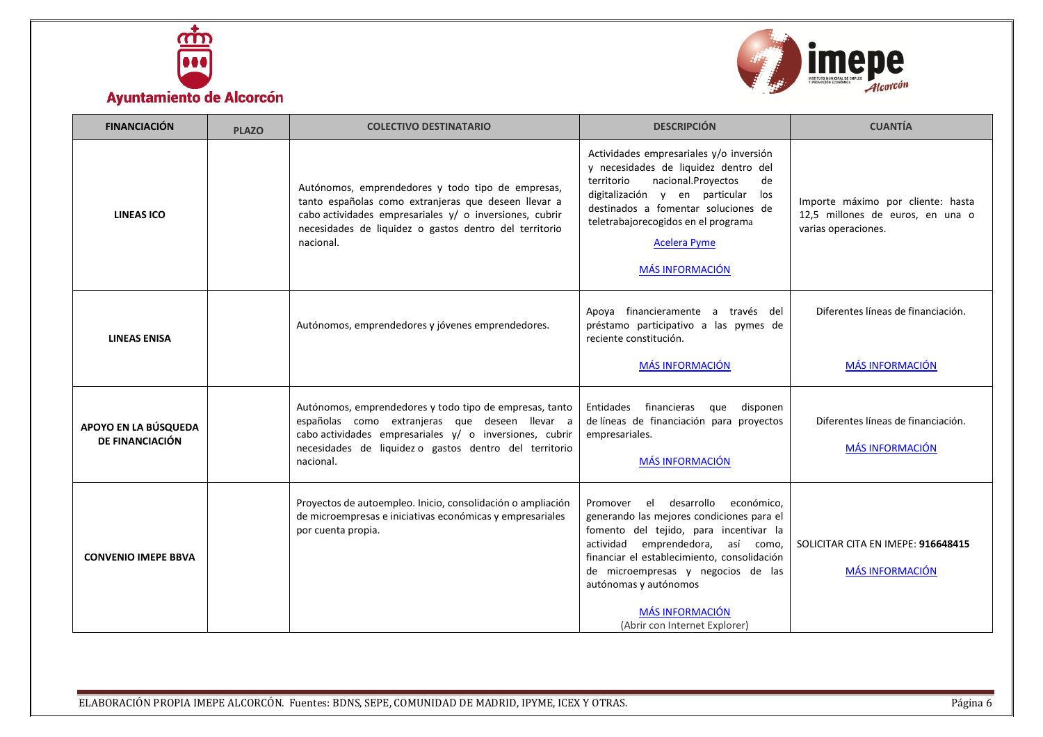| FINANCIACIÓN | PLAZO | COLECTIVO DESTINATARIO | DESCRIPCIÓN | CUANTÍA |
|---|---|---|---|---|
| **LINEAS ICO** | | Autónomos, emprendedores y todo tipo de empresas, tanto españolas como extranjeras que deseen llevar a cabo actividades empresariales y/ o inversiones, cubrir necesidades de liquidez o gastos dentro del territorio nacional. | Actividades empresariales y/o inversión y necesidades de liquidez dentro del territorio nacional.Proyectos de digitalización y en particular los destinados a fomentar soluciones de teletrabajorecogidos en el programa Acelera Pyme MÁS INFORMACIÓN | Importe máximo por cliente: hasta 12,5 millones de euros, en una o varias operaciones. |
| **LINEAS ENISA** | | Autónomos, emprendedores y jóvenes emprendedores. | Apoya financieramente a través del préstamo participativo a las pymes de reciente constitución. MÁS INFORMACIÓN | Diferentes líneas de financiación. MÁS INFORMACIÓN |
| **APOYO EN LA BÚSQUEDA DE FINANCIACIÓN** | | Autónomos, emprendedores y todo tipo de empresas, tanto españolas como extranjeras que deseen llevar a cabo actividades empresariales y/ o inversiones, cubrir necesidades de liquidez o gastos dentro del territorio nacional. | Entidades financieras que disponen de líneas de financiación para proyectos empresariales. MÁS INFORMACIÓN | Diferentes líneas de financiación. MÁS INFORMACIÓN |
| **CONVENIO IMEPE BBVA** | | Proyectos de autoempleo. Inicio, consolidación o ampliación de microempresas e iniciativas económicas y empresariales por cuenta propia. | Promover el desarrollo económico, generando las mejores condiciones para el fomento del tejido, para incentivar la actividad emprendedora, así como, financiar el establecimiento, consolidación de microempresas y negocios de las autónomas y autónomos MÁS INFORMACIÓN (Abrir con Internet Explorer) | SOLICITAR CITA EN IMEPE: **916648415** MÁS INFORMACIÓN |

ELABORACIÓN PROPIA IMEPE ALCORCÓN. Fuentes: BDNS, SEPE, COMUNIDAD DE MADRID, IPYME, ICEX Y OTRAS.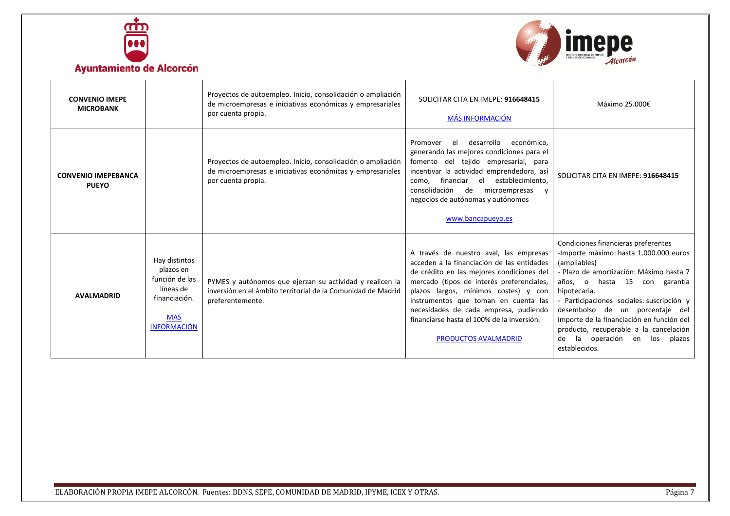| | | | | |
|---|---|---|---|---|
| **CONVENIO IMEPE MICROBANK** | | Proyectos de autoempleo. Inicio, consolidación o ampliación de microempresas e iniciativas económicas y empresariales por cuenta propia. | SOLICITAR CITA EN IMEPE: **916648415** <br> MÁS INFORMACIÓN | Máximo 25.000€ |
| **CONVENIO IMEPEBANCA PUEYO** | | Proyectos de autoempleo. Inicio, consolidación o ampliación de microempresas e iniciativas económicas y empresariales por cuenta propia. | Promover el desarrollo económico, generando las mejores condiciones para el fomento del tejido empresarial, para incentivar la actividad emprendedora, así como, financiar el establecimiento, consolidación de microempresas y negocios de autónomas y autónomos <br> www.bancapueyo.es | SOLICITAR CITA EN IMEPE: **916648415** |
| **AVALMADRID** | Hay distintos plazos en función de las líneas de financiación. <br> MAS INFORMACIÓN | PYMES y autónomos que ejerzan su actividad y realicen la inversión en el ámbito territorial de la Comunidad de Madrid preferentemente. | A través de nuestro aval, las empresas acceden a la financiación de las entidades de crédito en las mejores condiciones del mercado (tipos de interés preferenciales, plazos largos, mínimos costes) y con instrumentos que toman en cuenta las necesidades de cada empresa, pudiendo financiarse hasta el 100% de la inversión. <br> PRODUCTOS AVALMADRID | Condiciones financieras preferentes <br> -Importe máximo: hasta 1.000.000 euros (ampliables) <br> - Plazo de amortización: Máximo hasta 7 años, o hasta 15 con garantía hipotecaria. <br> - Participaciones sociales: suscripción y desembolso de un porcentaje del importe de la financiación en función del producto, recuperable a la cancelación de la operación en los plazos establecidos. |

ELABORACIÓN PROPIA IMEPE ALCORCÓN. Fuentes: BDNS, SEPE, COMUNIDAD DE MADRID, IPYME, ICEX Y OTRAS.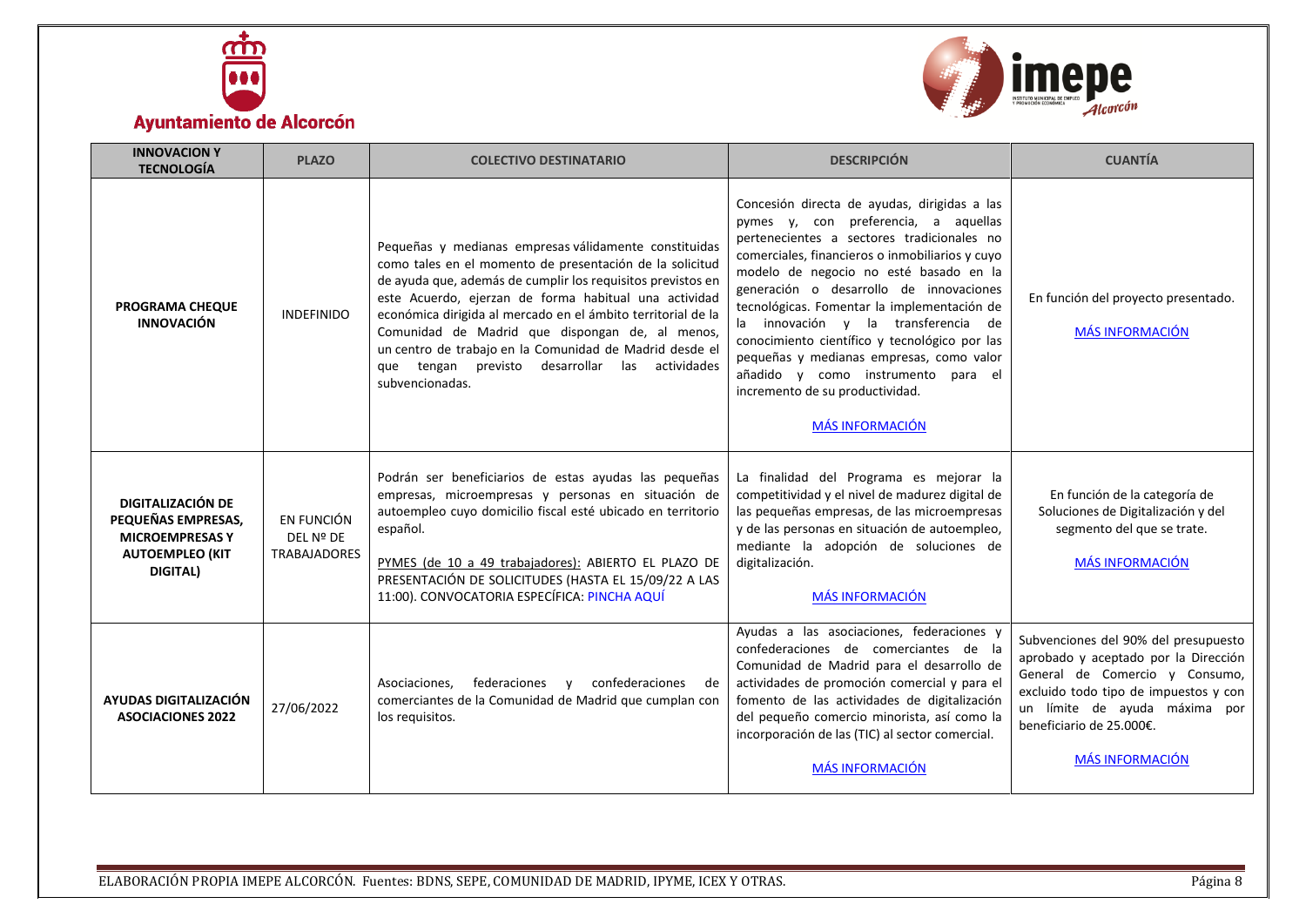| INNOVACION Y TECNOLOGÍA | PLAZO | COLECTIVO DESTINATARIO | DESCRIPCIÓN | CUANTÍA |
|---|---|---|---|---|
| **PROGRAMA CHEQUE INNOVACIÓN** | INDEFINIDO | Pequeñas y medianas empresas válidamente constituidas como tales en el momento de presentación de la solicitud de ayuda que, además de cumplir los requisitos previstos en este Acuerdo, ejerzan de forma habitual una actividad económica dirigida al mercado en el ámbito territorial de la Comunidad de Madrid que dispongan de, al menos, un centro de trabajo en la Comunidad de Madrid desde el que tengan previsto desarrollar las actividades subvencionadas. | Concesión directa de ayudas, dirigidas a las pymes y, con preferencia, a aquellas pertenecientes a sectores tradicionales no comerciales, financieros o inmobiliarios y cuyo modelo de negocio no esté basado en la generación o desarrollo de innovaciones tecnológicas. Fomentar la implementación de la innovación y la transferencia de conocimiento científico y tecnológico por las pequeñas y medianas empresas, como valor añadido y como instrumento para el incremento de su productividad. MÁS INFORMACIÓN | En función del proyecto presentado. MÁS INFORMACIÓN |
| **DIGITALIZACIÓN DE PEQUEÑAS EMPRESAS, MICROEMPRESAS Y AUTOEMPLEO (KIT DIGITAL)** | EN FUNCIÓN DEL Nº DE TRABAJADORES | Podrán ser beneficiarios de estas ayudas las pequeñas empresas, microempresas y personas en situación de autoempleo cuyo domicilio fiscal esté ubicado en territorio español. PYMES (de 10 a 49 trabajadores): ABIERTO EL PLAZO DE PRESENTACIÓN DE SOLICITUDES (HASTA EL 15/09/22 A LAS 11:00). CONVOCATORIA ESPECÍFICA: PINCHA AQUÍ | La finalidad del Programa es mejorar la competitividad y el nivel de madurez digital de las pequeñas empresas, de las microempresas y de las personas en situación de autoempleo, mediante la adopción de soluciones de digitalización. MÁS INFORMACIÓN | En función de la categoría de Soluciones de Digitalización y del segmento del que se trate. MÁS INFORMACIÓN |
| **AYUDAS DIGITALIZACIÓN ASOCIACIONES 2022** | 27/06/2022 | Asociaciones, federaciones y confederaciones de comerciantes de la Comunidad de Madrid que cumplan con los requisitos. | Ayudas a las asociaciones, federaciones y confederaciones de comerciantes de la Comunidad de Madrid para el desarrollo de actividades de promoción comercial y para el fomento de las actividades de digitalización del pequeño comercio minorista, así como la incorporación de las (TIC) al sector comercial. MÁS INFORMACIÓN | Subvenciones del 90% del presupuesto aprobado y aceptado por la Dirección General de Comercio y Consumo, excluido todo tipo de impuestos y con un límite de ayuda máxima por beneficiario de 25.000€. MÁS INFORMACIÓN |

ELABORACIÓN PROPIA IMEPE ALCORCÓN. Fuentes: BDNS, SEPE, COMUNIDAD DE MADRID, IPYME, ICEX Y OTRAS.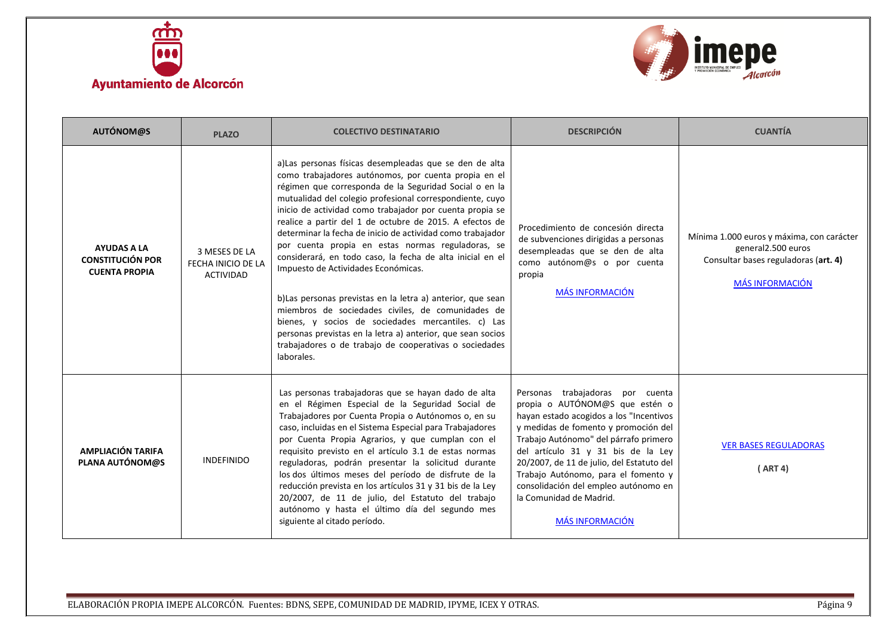| AUTÓNOM@S | PLAZO | COLECTIVO DESTINATARIO | DESCRIPCIÓN | CUANTÍA |
|---|---|---|---|---|
| **AYUDAS A LA CONSTITUCIÓN POR CUENTA PROPIA** | 3 MESES DE LA FECHA INICIO DE LA ACTIVIDAD | a)Las personas físicas desempleadas que se den de alta como trabajadores autónomos, por cuenta propia en el régimen que corresponda de la Seguridad Social o en la mutualidad del colegio profesional correspondiente, cuyo inicio de actividad como trabajador por cuenta propia se realice a partir del 1 de octubre de 2015. A efectos de determinar la fecha de inicio de actividad como trabajador por cuenta propia en estas normas reguladoras, se considerará, en todo caso, la fecha de alta inicial en el Impuesto de Actividades Económicas.<br><br>b)Las personas previstas en la letra a) anterior, que sean miembros de sociedades civiles, de comunidades de bienes, y socios de sociedades mercantiles. c) Las personas previstas en la letra a) anterior, que sean socios trabajadores o de trabajo de cooperativas o sociedades laborales. | Procedimiento de concesión directa de subvenciones dirigidas a personas desempleadas que se den de alta como autónom@s o por cuenta propia<br><br>MÁS INFORMACIÓN | Mínima 1.000 euros y máxima, con carácter general2.500 euros<br>Consultar bases reguladoras (**art. 4)**<br><br>MÁS INFORMACIÓN |
| **AMPLIACIÓN TARIFA PLANA AUTÓNOM@S** | INDEFINIDO | Las personas trabajadoras que se hayan dado de alta en el Régimen Especial de la Seguridad Social de Trabajadores por Cuenta Propia o Autónomos o, en su caso, incluidas en el Sistema Especial para Trabajadores por Cuenta Propia Agrarios, y que cumplan con el requisito previsto en el artículo 3.1 de estas normas reguladoras, podrán presentar la solicitud durante los dos últimos meses del período de disfrute de la reducción prevista en los artículos 31 y 31 bis de la Ley 20/2007, de 11 de julio, del Estatuto del trabajo autónomo y hasta el último día del segundo mes siguiente al citado período. | Personas trabajadoras por cuenta propia o AUTÓNOM@S que estén o hayan estado acogidos a los "Incentivos y medidas de fomento y promoción del Trabajo Autónomo" del párrafo primero del artículo 31 y 31 bis de la Ley 20/2007, de 11 de julio, del Estatuto del Trabajo Autónomo, para el fomento y consolidación del empleo autónomo en la Comunidad de Madrid.<br><br>MÁS INFORMACIÓN | VER BASES REGULADORAS<br><br>**( ART 4)** |

ELABORACIÓN PROPIA IMEPE ALCORCÓN. Fuentes: BDNS, SEPE, COMUNIDAD DE MADRID, IPYME, ICEX Y OTRAS.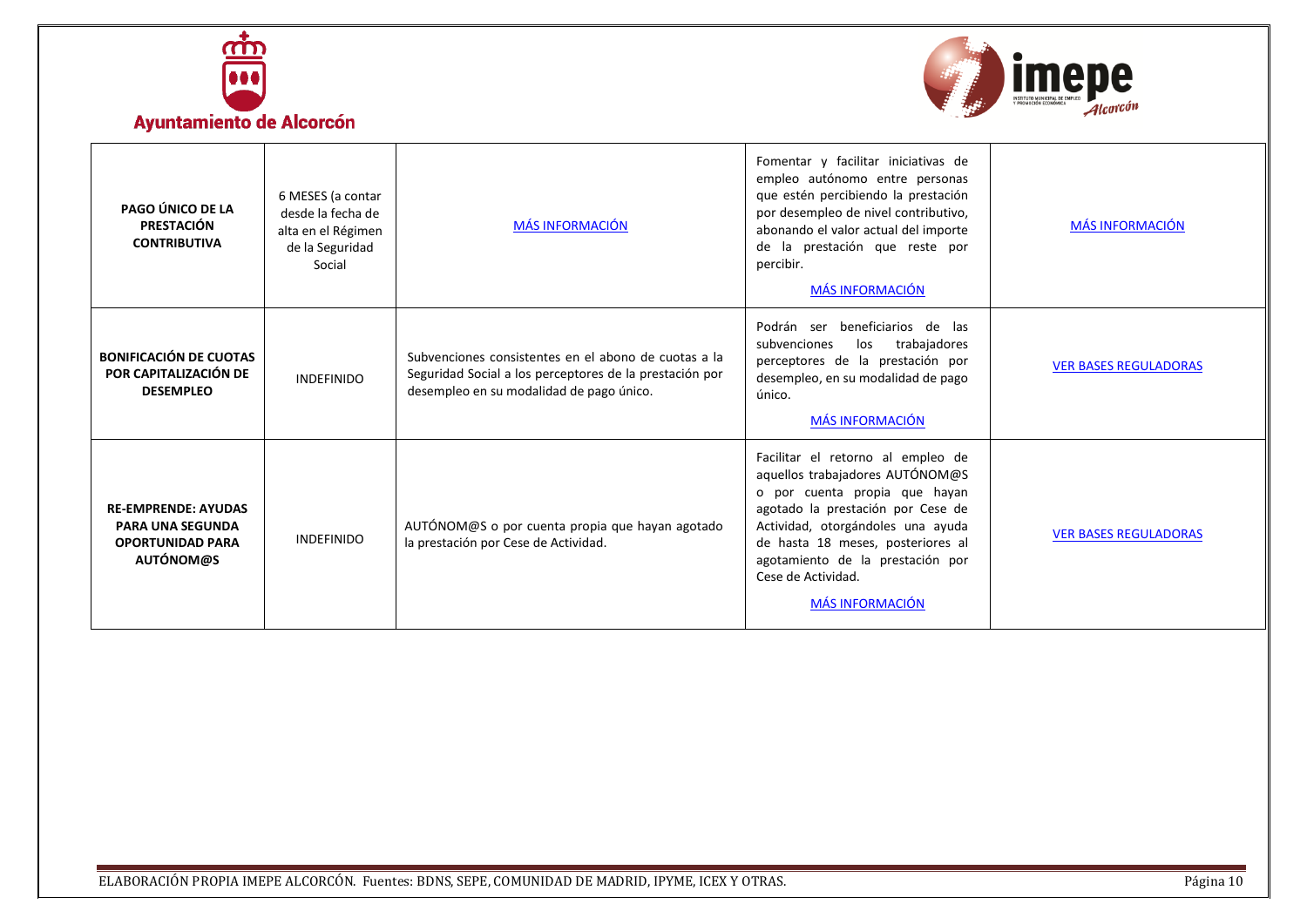| | | | | |
|---|---|---|---|---|
| **PAGO ÚNICO DE LA PRESTACIÓN CONTRIBUTIVA** | 6 MESES (a contar desde la fecha de alta en el Régimen de la Seguridad Social | MÁS INFORMACIÓN | Fomentar y facilitar iniciativas de empleo autónomo entre personas que estén percibiendo la prestación por desempleo de nivel contributivo, abonando el valor actual del importe de la prestación que reste por percibir. MÁS INFORMACIÓN | MÁS INFORMACIÓN |
| **BONIFICACIÓN DE CUOTAS POR CAPITALIZACIÓN DE DESEMPLEO** | INDEFINIDO | Subvenciones consistentes en el abono de cuotas a la Seguridad Social a los perceptores de la prestación por desempleo en su modalidad de pago único. | Podrán ser beneficiarios de las subvenciones los trabajadores perceptores de la prestación por desempleo, en su modalidad de pago único. MÁS INFORMACIÓN | VER BASES REGULADORAS |
| **RE-EMPRENDE: AYUDAS PARA UNA SEGUNDA OPORTUNIDAD PARA AUTÓNOM@S** | INDEFINIDO | AUTÓNOM@S o por cuenta propia que hayan agotado la prestación por Cese de Actividad. | Facilitar el retorno al empleo de aquellos trabajadores AUTÓNOM@S o por cuenta propia que hayan agotado la prestación por Cese de Actividad, otorgándoles una ayuda de hasta 18 meses, posteriores al agotamiento de la prestación por Cese de Actividad. MÁS INFORMACIÓN | VER BASES REGULADORAS |

ELABORACIÓN PROPIA IMEPE ALCORCÓN. Fuentes: BDNS, SEPE, COMUNIDAD DE MADRID, IPYME, ICEX Y OTRAS.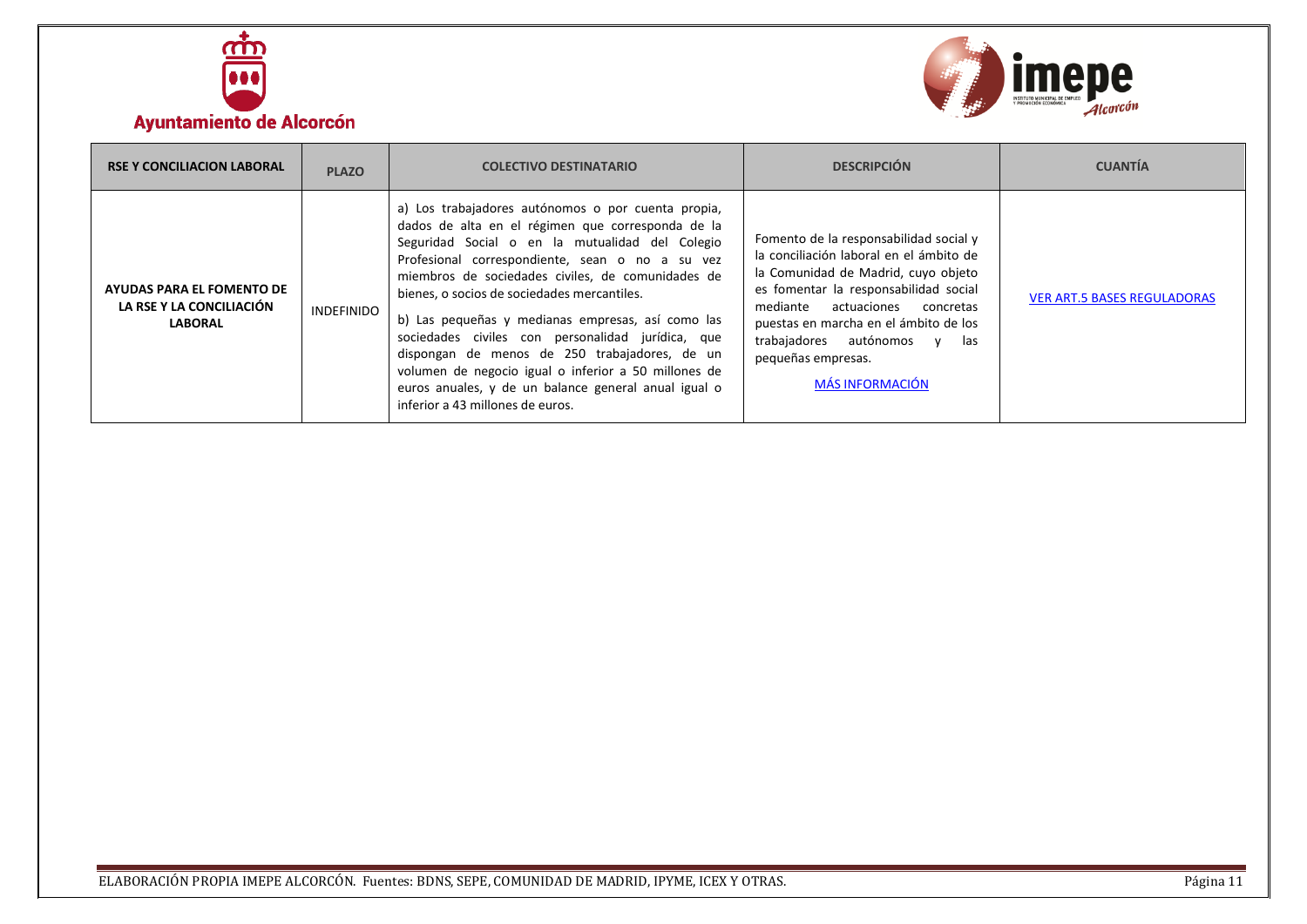| RSE Y CONCILIACION LABORAL | PLAZO | COLECTIVO DESTINATARIO | DESCRIPCIÓN | CUANTÍA |
|---|---|---|---|---|
| **AYUDAS PARA EL FOMENTO DE LA RSE Y LA CONCILIACIÓN LABORAL** | INDEFINIDO | a) Los trabajadores autónomos o por cuenta propia, dados de alta en el régimen que corresponda de la Seguridad Social o en la mutualidad del Colegio Profesional correspondiente, sean o no a su vez miembros de sociedades civiles, de comunidades de bienes, o socios de sociedades mercantiles.<br><br>b) Las pequeñas y medianas empresas, así como las sociedades civiles con personalidad jurídica, que dispongan de menos de 250 trabajadores, de un volumen de negocio igual o inferior a 50 millones de euros anuales, y de un balance general anual igual o inferior a 43 millones de euros. | Fomento de la responsabilidad social y la conciliación laboral en el ámbito de la Comunidad de Madrid, cuyo objeto es fomentar la responsabilidad social mediante actuaciones concretas puestas en marcha en el ámbito de los trabajadores autónomos y las pequeñas empresas.<br><br>MÁS INFORMACIÓN | VER ART.5 BASES REGULADORAS |

ELABORACIÓN PROPIA IMEPE ALCORCÓN. Fuentes: BDNS, SEPE, COMUNIDAD DE MADRID, IPYME, ICEX Y OTRAS.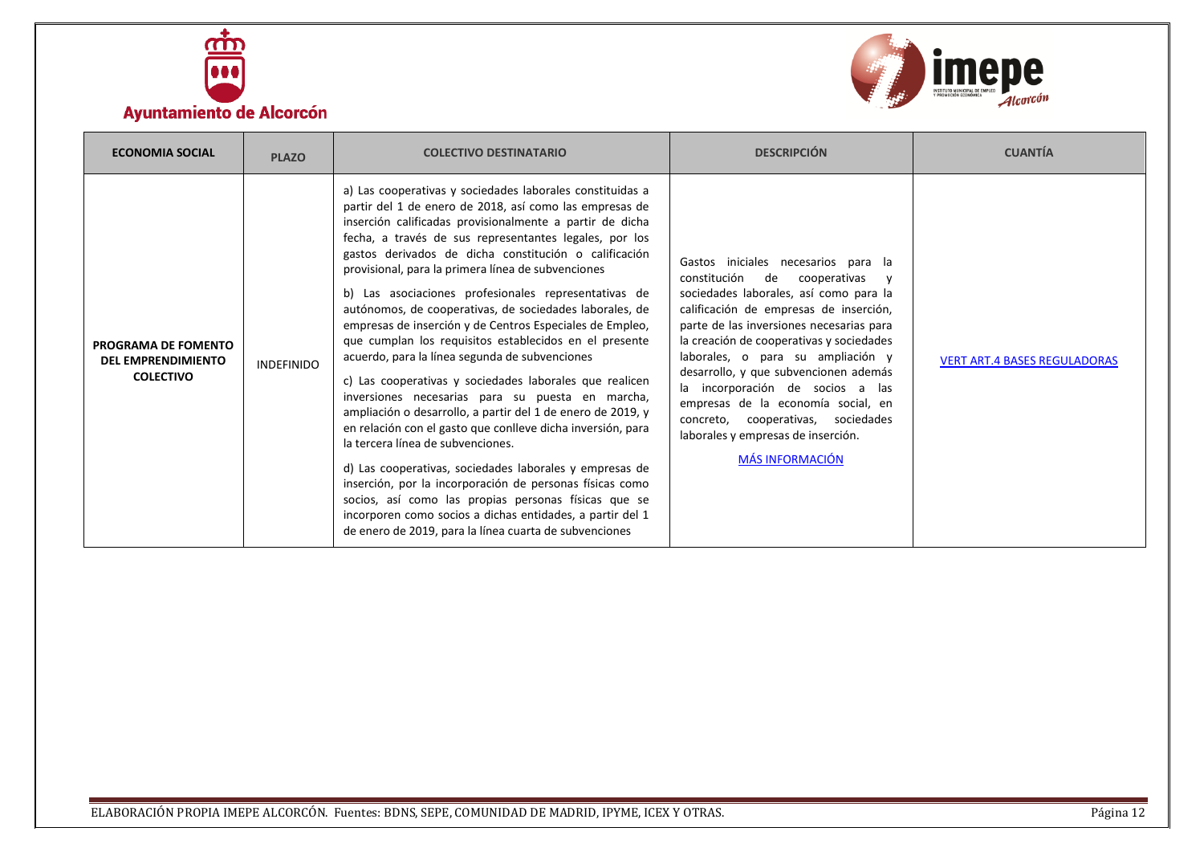| ECONOMIA SOCIAL | PLAZO | COLECTIVO DESTINATARIO | DESCRIPCIÓN | CUANTÍA |
| --- | --- | --- | --- | --- |
| **PROGRAMA DE FOMENTO DEL EMPRENDIMIENTO COLECTIVO** | INDEFINIDO | a) Las cooperativas y sociedades laborales constituidas a partir del 1 de enero de 2018, así como las empresas de inserción calificadas provisionalmente a partir de dicha fecha, a través de sus representantes legales, por los gastos derivados de dicha constitución o calificación provisional, para la primera línea de subvenciones<br><br>b) Las asociaciones profesionales representativas de autónomos, de cooperativas, de sociedades laborales, de empresas de inserción y de Centros Especiales de Empleo, que cumplan los requisitos establecidos en el presente acuerdo, para la línea segunda de subvenciones<br><br>c) Las cooperativas y sociedades laborales que realicen inversiones necesarias para su puesta en marcha, ampliación o desarrollo, a partir del 1 de enero de 2019, y en relación con el gasto que conlleve dicha inversión, para la tercera línea de subvenciones.<br><br>d) Las cooperativas, sociedades laborales y empresas de inserción, por la incorporación de personas físicas como socios, así como las propias personas físicas que se incorporen como socios a dichas entidades, a partir del 1 de enero de 2019, para la línea cuarta de subvenciones | Gastos iniciales necesarios para la constitución de cooperativas y sociedades laborales, así como para la calificación de empresas de inserción, parte de las inversiones necesarias para la creación de cooperativas y sociedades laborales, o para su ampliación y desarrollo, y que subvencionen además la incorporación de socios a las empresas de la economía social, en concreto, cooperativas, sociedades laborales y empresas de inserción.<br><br>MÁS INFORMACIÓN | VERT ART.4 BASES REGULADORAS |

ELABORACIÓN PROPIA IMEPE ALCORCÓN. Fuentes: BDNS, SEPE, COMUNIDAD DE MADRID, IPYME, ICEX Y OTRAS.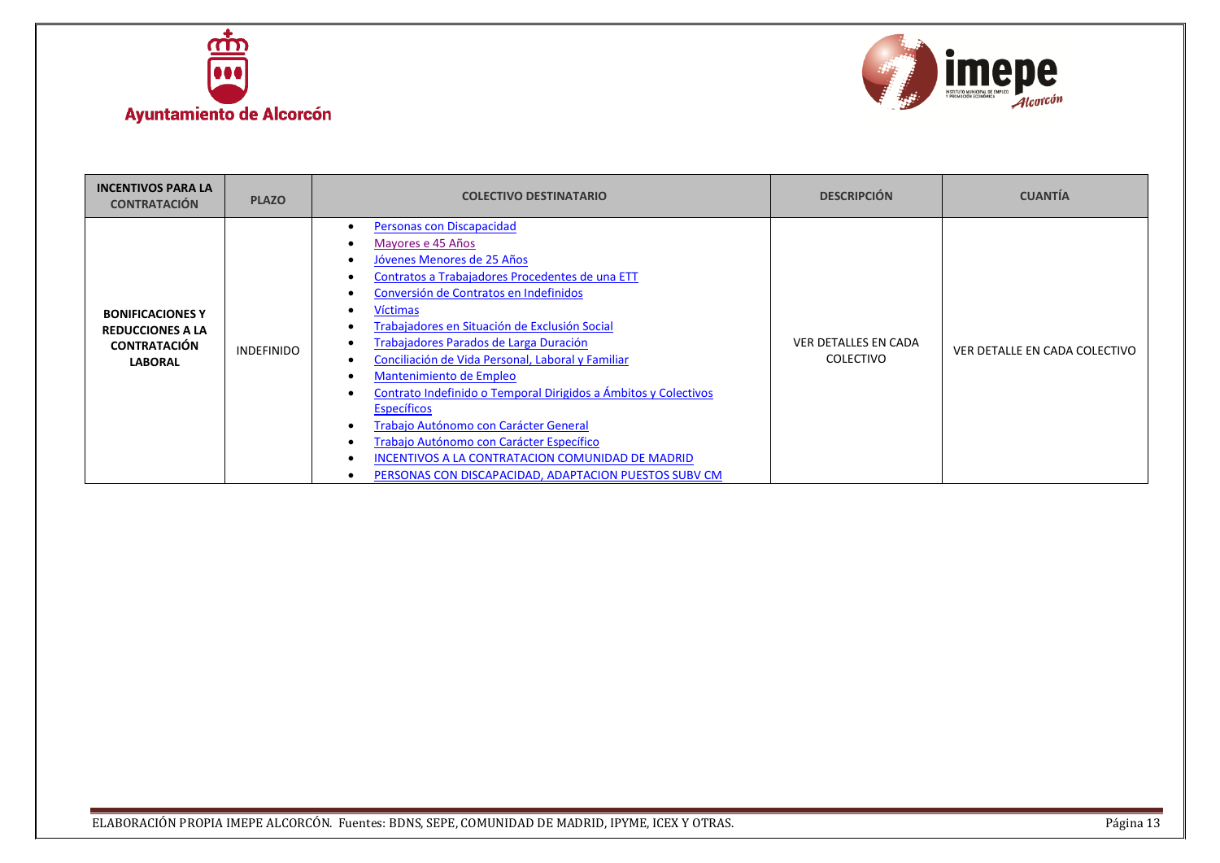| INCENTIVOS PARA LA CONTRATACIÓN | PLAZO | COLECTIVO DESTINATARIO | DESCRIPCIÓN | CUANTÍA |
|---|---|---|---|---|
| **BONIFICACIONES Y REDUCCIONES A LA CONTRATACIÓN LABORAL** | INDEFINIDO | • Personas con Discapacidad<br>• Mayores e 45 Años<br>• Jóvenes Menores de 25 Años<br>• Contratos a Trabajadores Procedentes de una ETT<br>• Conversión de Contratos en Indefinidos<br>• Víctimas<br>• Trabajadores en Situación de Exclusión Social<br>• Trabajadores Parados de Larga Duración<br>• Conciliación de Vida Personal, Laboral y Familiar<br>• Mantenimiento de Empleo<br>• Contrato Indefinido o Temporal Dirigidos a Ámbitos y Colectivos Específicos<br>• Trabajo Autónomo con Carácter General<br>• Trabajo Autónomo con Carácter Específico<br>• INCENTIVOS A LA CONTRATACION COMUNIDAD DE MADRID<br>• PERSONAS CON DISCAPACIDAD, ADAPTACION PUESTOS SUBV CM | VER DETALLES EN CADA COLECTIVO | VER DETALLE EN CADA COLECTIVO |

ELABORACIÓN PROPIA IMEPE ALCORCÓN. Fuentes: BDNS, SEPE, COMUNIDAD DE MADRID, IPYME, ICEX Y OTRAS.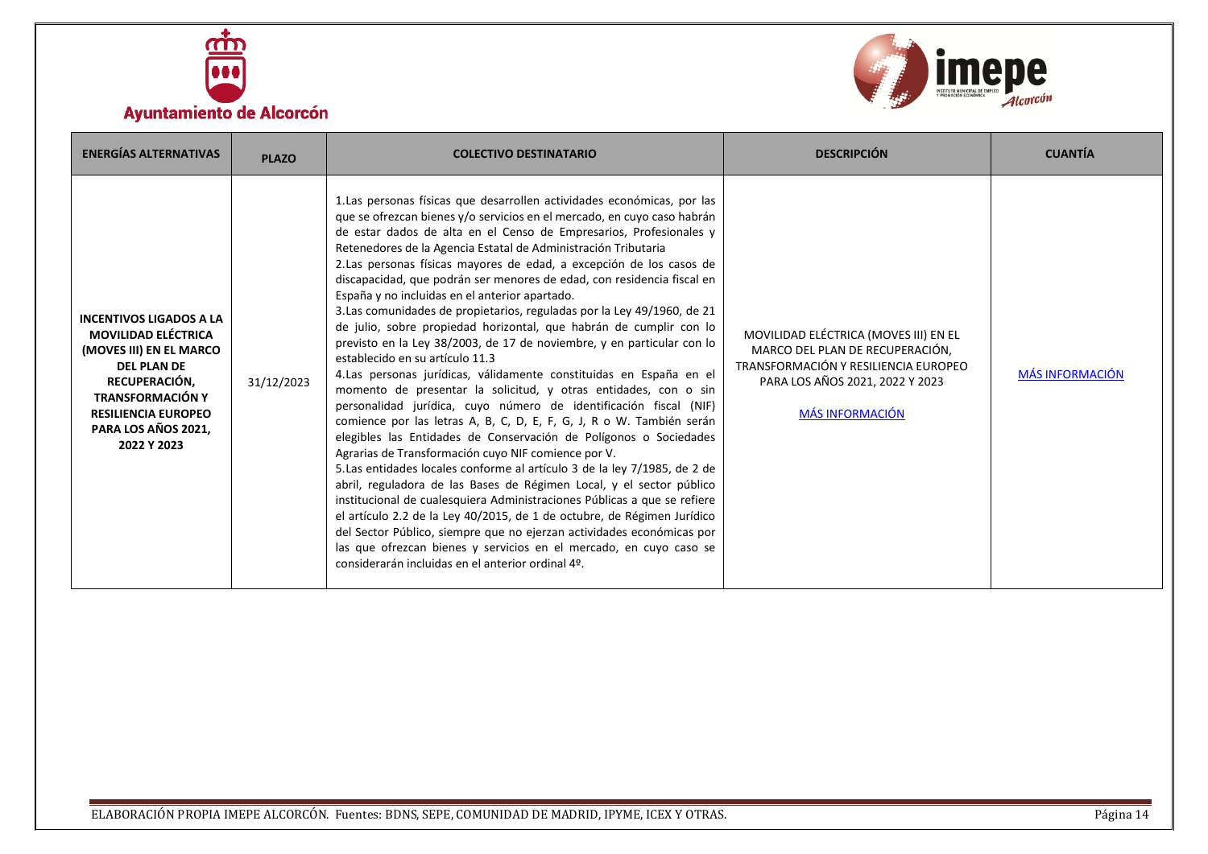| ENERGÍAS ALTERNATIVAS | PLAZO | COLECTIVO DESTINATARIO | DESCRIPCIÓN | CUANTÍA |
|---|---|---|---|---|
| **INCENTIVOS LIGADOS A LA MOVILIDAD ELÉCTRICA (MOVES III) EN EL MARCO DEL PLAN DE RECUPERACIÓN, TRANSFORMACIÓN Y RESILIENCIA EUROPEO PARA LOS AÑOS 2021, 2022 Y 2023** | 31/12/2023 | 1.Las personas físicas que desarrollen actividades económicas, por las que se ofrezcan bienes y/o servicios en el mercado, en cuyo caso habrán de estar dados de alta en el Censo de Empresarios, Profesionales y Retenedores de la Agencia Estatal de Administración Tributaria<br>2.Las personas físicas mayores de edad, a excepción de los casos de discapacidad, que podrán ser menores de edad, con residencia fiscal en España y no incluidas en el anterior apartado.<br>3.Las comunidades de propietarios, reguladas por la Ley 49/1960, de 21 de julio, sobre propiedad horizontal, que habrán de cumplir con lo previsto en la Ley 38/2003, de 17 de noviembre, y en particular con lo establecido en su artículo 11.3<br>4.Las personas jurídicas, válidamente constituidas en España en el momento de presentar la solicitud, y otras entidades, con o sin personalidad jurídica, cuyo número de identificación fiscal (NIF) comience por las letras A, B, C, D, E, F, G, J, R o W. También serán elegibles las Entidades de Conservación de Polígonos o Sociedades Agrarias de Transformación cuyo NIF comience por V.<br>5.Las entidades locales conforme al artículo 3 de la ley 7/1985, de 2 de abril, reguladora de las Bases de Régimen Local, y el sector público institucional de cualesquiera Administraciones Públicas a que se refiere el artículo 2.2 de la Ley 40/2015, de 1 de octubre, de Régimen Jurídico del Sector Público, siempre que no ejerzan actividades económicas por las que ofrezcan bienes y servicios en el mercado, en cuyo caso se considerarán incluidas en el anterior ordinal 4º. | MOVILIDAD ELÉCTRICA (MOVES III) EN EL MARCO DEL PLAN DE RECUPERACIÓN, TRANSFORMACIÓN Y RESILIENCIA EUROPEO PARA LOS AÑOS 2021, 2022 Y 2023<br><br>MÁS INFORMACIÓN | MÁS INFORMACIÓN |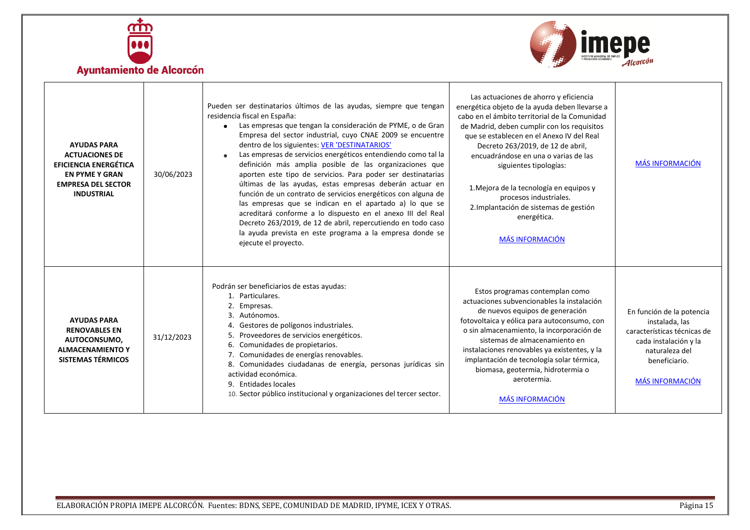| | | | | |
|---|---|---|---|---|
| **AYUDAS PARA ACTUACIONES DE EFICIENCIA ENERGÉTICA EN PYME Y GRAN EMPRESA DEL SECTOR INDUSTRIAL** | 30/06/2023 | Pueden ser destinatarios últimos de las ayudas, siempre que tengan residencia fiscal en España:<br>• Las empresas que tengan la consideración de PYME, o de Gran Empresa del sector industrial, cuyo CNAE 2009 se encuentre dentro de los siguientes: VER 'DESTINATARIOS'<br>• Las empresas de servicios energéticos entendiendo como tal la definición más amplia posible de las organizaciones que aporten este tipo de servicios. Para poder ser destinatarias últimas de las ayudas, estas empresas deberán actuar en función de un contrato de servicios energéticos con alguna de las empresas que se indican en el apartado a) lo que se acreditará conforme a lo dispuesto en el anexo III del Real Decreto 263/2019, de 12 de abril, repercutiendo en todo caso la ayuda prevista en este programa a la empresa donde se ejecute el proyecto. | Las actuaciones de ahorro y eficiencia energética objeto de la ayuda deben llevarse a cabo en el ámbito territorial de la Comunidad de Madrid, deben cumplir con los requisitos que se establecen en el Anexo IV del Real Decreto 263/2019, de 12 de abril, encuadrándose en una o varias de las siguientes tipologías:<br><br>1.Mejora de la tecnología en equipos y procesos industriales.<br>2.Implantación de sistemas de gestión energética.<br><br>MÁS INFORMACIÓN | MÁS INFORMACIÓN |
| **AYUDAS PARA RENOVABLES EN AUTOCONSUMO, ALMACENAMIENTO Y SISTEMAS TÉRMICOS** | 31/12/2023 | Podrán ser beneficiarios de estas ayudas:<br>1. Particulares.<br>2. Empresas.<br>3. Autónomos.<br>4. Gestores de polígonos industriales.<br>5. Proveedores de servicios energéticos.<br>6. Comunidades de propietarios.<br>7. Comunidades de energías renovables.<br>8. Comunidades ciudadanas de energía, personas jurídicas sin actividad económica.<br>9. Entidades locales<br>10. Sector público institucional y organizaciones del tercer sector. | Estos programas contemplan como actuaciones subvencionables la instalación de nuevos equipos de generación fotovoltaica y eólica para autoconsumo, con o sin almacenamiento, la incorporación de sistemas de almacenamiento en instalaciones renovables ya existentes, y la implantación de tecnología solar térmica, biomasa, geotermia, hidrotermia o aerotermia.<br><br>MÁS INFORMACIÓN | En función de la potencia instalada, las características técnicas de cada instalación y la naturaleza del beneficiario.<br><br>MÁS INFORMACIÓN |

ELABORACIÓN PROPIA IMEPE ALCORCÓN. Fuentes: BDNS, SEPE, COMUNIDAD DE MADRID, IPYME, ICEX Y OTRAS.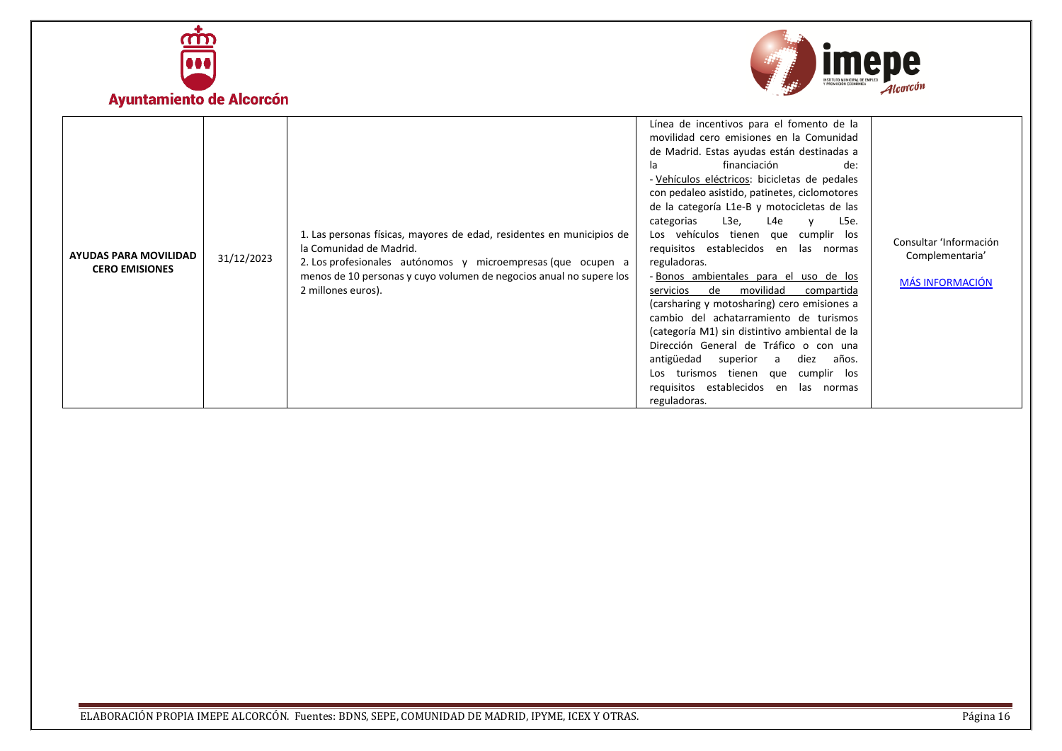| | | | | |
|---|---|---|---|---|
| **AYUDAS PARA MOVILIDAD CERO EMISIONES** | 31/12/2023 | 1. Las personas físicas, mayores de edad, residentes en municipios de la Comunidad de Madrid.<br>2. Los profesionales autónomos y microempresas (que ocupen a menos de 10 personas y cuyo volumen de negocios anual no supere los 2 millones euros). | Línea de incentivos para el fomento de la movilidad cero emisiones en la Comunidad de Madrid. Estas ayudas están destinadas a la financiación de:<br>- Vehículos eléctricos: bicicletas de pedales con pedaleo asistido, patinetes, ciclomotores de la categoría L1e-B y motocicletas de las categorias L3e, L4e y L5e. Los vehículos tienen que cumplir los requisitos establecidos en las normas reguladoras.<br>- Bonos ambientales para el uso de los servicios de movilidad compartida (carsharing y motosharing) cero emisiones a cambio del achatarramiento de turismos (categoría M1) sin distintivo ambiental de la Dirección General de Tráfico o con una antigüedad superior a diez años. Los turismos tienen que cumplir los requisitos establecidos en las normas reguladoras. | Consultar 'Información Complementaria'<br>MÁS INFORMACIÓN |

ELABORACIÓN PROPIA IMEPE ALCORCÓN. Fuentes: BDNS, SEPE, COMUNIDAD DE MADRID, IPYME, ICEX Y OTRAS.